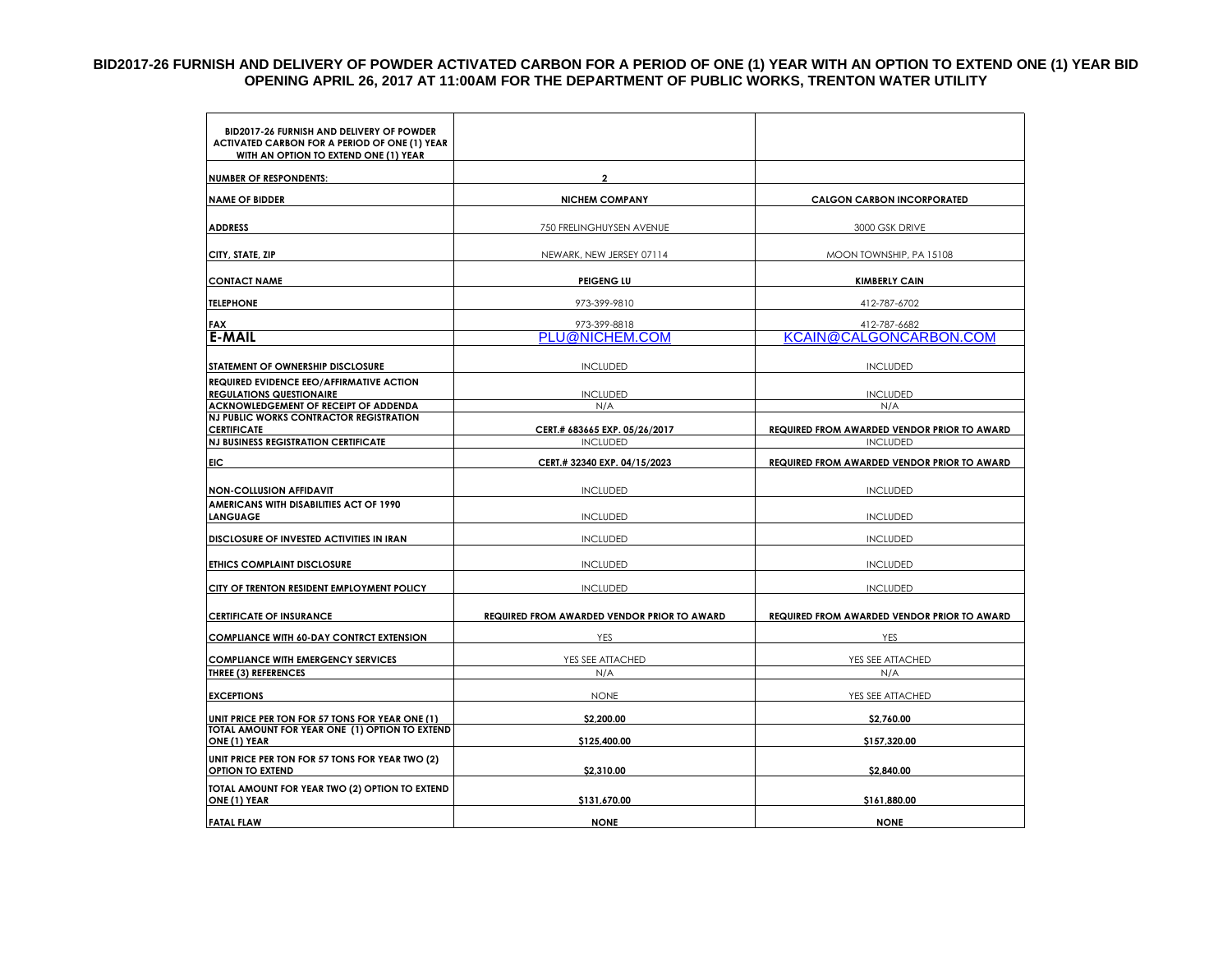# BID2017-26 FURNISH AND DELIVERY OF POWDER ACTIVATED CARBON FOR A PERIOD OF ONE (1) YEAR WITH AN OPTION TO EXTEND ONE (1) YEAR BID OPENING APRIL 26, 2017 AT 11:00AM FOR THE DEPARTMENT OF PUBLIC WORKS, TRENTON WATER UTILITY

| BID2017-26 FURNISH AND DELIVERY OF POWDER ACTIVATED CARBON FOR A PERIOD OF ONE (1) YEAR WITH AN OPTION TO EXTEND ONE (1) YEAR | | |
|---|---|---|
| **NUMBER OF RESPONDENTS:** | **2** | |
| **NAME OF BIDDER** | **NICHEM COMPANY** | **CALGON CARBON INCORPORATED** |
| **ADDRESS** | 750 FRELINGHUYSEN AVENUE | 3000 GSK DRIVE |
| **CITY, STATE, ZIP** | NEWARK, NEW JERSEY 07114 | MOON TOWNSHIP, PA 15108 |
| **CONTACT NAME** | **PEIGENG LU** | **KIMBERLY CAIN** |
| **TELEPHONE** | 973-399-9810 | 412-787-6702 |
| **FAX** | 973-399-8818 | 412-787-6682 |
| **E-MAIL** | PLU@NICHEM.COM | KCAIN@CALGONCARBON.COM |
| **STATEMENT OF OWNERSHIP DISCLOSURE** | INCLUDED | INCLUDED |
| **REQUIRED EVIDENCE EEO/AFFIRMATIVE ACTION REGULATIONS QUESTIONAIRE** | INCLUDED | INCLUDED |
| **ACKNOWLEDGEMENT OF RECEIPT OF ADDENDA** | N/A | N/A |
| **NJ PUBLIC WORKS CONTRACTOR REGISTRATION CERTIFICATE** | **CERT.# 683665 EXP. 05/26/2017** | **REQUIRED FROM AWARDED VENDOR PRIOR TO AWARD** |
| **NJ BUSINESS REGISTRATION CERTIFICATE** | INCLUDED | INCLUDED |
| **EIC** | **CERT.# 32340 EXP. 04/15/2023** | **REQUIRED FROM AWARDED VENDOR PRIOR TO AWARD** |
| **NON-COLLUSION AFFIDAVIT** | INCLUDED | INCLUDED |
| **AMERICANS WITH DISABILITIES ACT OF 1990 LANGUAGE** | INCLUDED | INCLUDED |
| **DISCLOSURE OF INVESTED ACTIVITIES IN IRAN** | INCLUDED | INCLUDED |
| **ETHICS COMPLAINT DISCLOSURE** | INCLUDED | INCLUDED |
| **CITY OF TRENTON RESIDENT EMPLOYMENT POLICY** | INCLUDED | INCLUDED |
| **CERTIFICATE OF INSURANCE** | **REQUIRED FROM AWARDED VENDOR PRIOR TO AWARD** | **REQUIRED FROM AWARDED VENDOR PRIOR TO AWARD** |
| **COMPLIANCE WITH 60-DAY CONTRCT EXTENSION** | YES | YES |
| **COMPLIANCE WITH EMERGENCY SERVICES** | YES SEE ATTACHED | YES SEE ATTACHED |
| **THREE (3) REFERENCES** | N/A | N/A |
| **EXCEPTIONS** | NONE | YES SEE ATTACHED |
| **UNIT PRICE PER TON FOR 57 TONS FOR YEAR ONE (1)** | **$2,200.00** | **$2,760.00** |
| **TOTAL AMOUNT FOR YEAR ONE (1) OPTION TO EXTEND ONE (1) YEAR** | **$125,400.00** | **$157,320.00** |
| **UNIT PRICE PER TON FOR 57 TONS FOR YEAR TWO (2) OPTION TO EXTEND** | **$2,310.00** | **$2,840.00** |
| **TOTAL AMOUNT FOR YEAR TWO (2) OPTION TO EXTEND ONE (1) YEAR** | **$131,670.00** | **$161,880.00** |
| **FATAL FLAW** | **NONE** | **NONE** |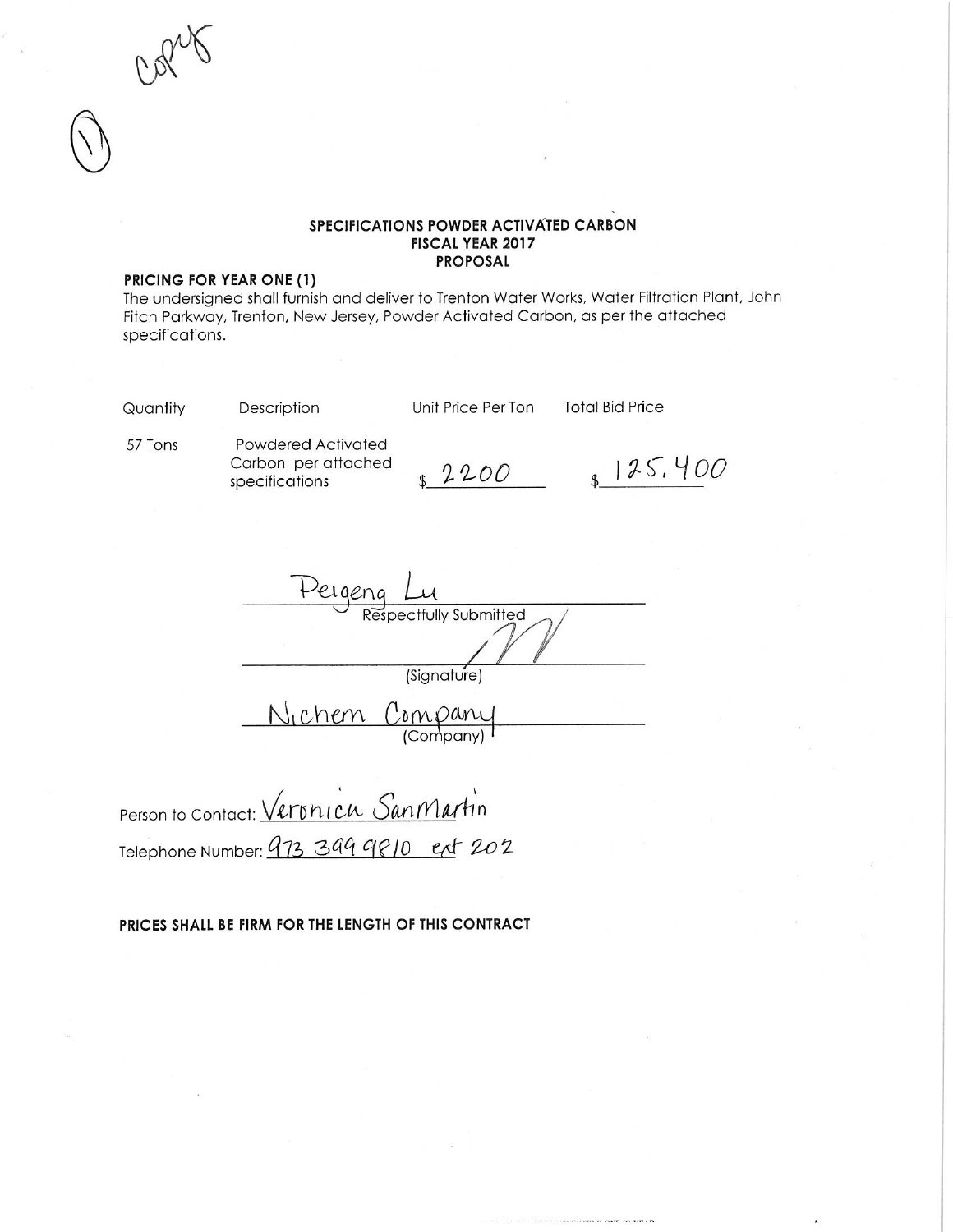Copy

(1)

**SPECIFICATIONS POWDER ACTIVATED CARBON**
**FISCAL YEAR 2017**
**PROPOSAL**

**PRICING FOR YEAR ONE (1)**

The undersigned shall furnish and deliver to Trenton Water Works, Water Filtration Plant, John Fitch Parkway, Trenton, New Jersey, Powder Activated Carbon, as per the attached specifications.

| Quantity | Description | Unit Price Per Ton | Total Bid Price |
|---|---|---|---|
| 57 Tons | Powdered Activated Carbon per attached specifications | $ 2200 | $ 125,400 |

Peigeng Lu
Respectfully Submitted

(Signature)

Nichem Company
(Company)

Person to Contact: Veronica SanMartin

Telephone Number: 973 399 9810 ext 202

**PRICES SHALL BE FIRM FOR THE LENGTH OF THIS CONTRACT**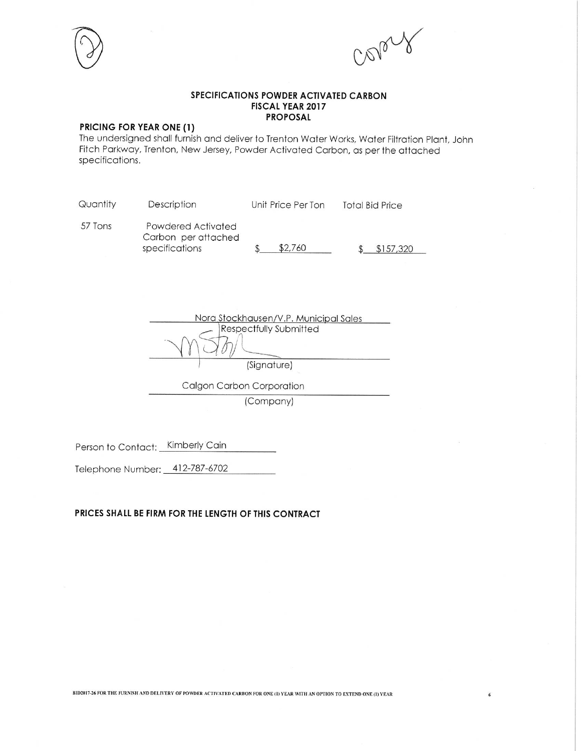## SPECIFICATIONS POWDER ACTIVATED CARBON
## FISCAL YEAR 2017
## PROPOSAL

**PRICING FOR YEAR ONE (1)**

The undersigned shall furnish and deliver to Trenton Water Works, Water Filtration Plant, John Fitch Parkway, Trenton, New Jersey, Powder Activated Carbon, as per the attached specifications.

| Quantity | Description | Unit Price Per Ton | Total Bid Price |
|---|---|---|---|
| 57 Tons | Powdered Activated Carbon per attached specifications | $ $2,760 | $ $157,320 |

Nora Stockhausen/V.P. Municipal Sales
Respectfully Submitted

(Signature)

Calgon Carbon Corporation
(Company)

Person to Contact: Kimberly Cain

Telephone Number: 412-787-6702

**PRICES SHALL BE FIRM FOR THE LENGTH OF THIS CONTRACT**

BID2017-26 FOR THE FURNISH AND DELIVERY OF POWDER ACTIVATED CARBON FOR ONE (1) YEAR WITH AN OPTION TO EXTEND ONE (1) YEAR